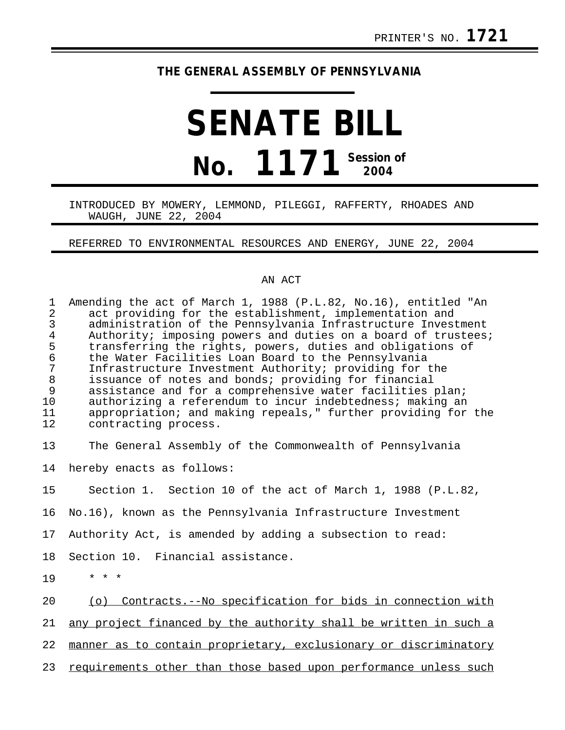PRINTER'S NO. **1721**

**THE GENERAL ASSEMBLY OF PENNSYLVANIA**

# SENATE BILL

# No. 1171 Session of 2004

INTRODUCED BY MOWERY, LEMMOND, PILEGGI, RAFFERTY, RHOADES AND WAUGH, JUNE 22, 2004

REFERRED TO ENVIRONMENTAL RESOURCES AND ENERGY, JUNE 22, 2004

AN ACT

Amending the act of March 1, 1988 (P.L.82, No.16), entitled "An act providing for the establishment, implementation and administration of the Pennsylvania Infrastructure Investment Authority; imposing powers and duties on a board of trustees; transferring the rights, powers, duties and obligations of the Water Facilities Loan Board to the Pennsylvania Infrastructure Investment Authority; providing for the issuance of notes and bonds; providing for financial assistance and for a comprehensive water facilities plan; authorizing a referendum to incur indebtedness; making an appropriation; and making repeals," further providing for the contracting process.

The General Assembly of the Commonwealth of Pennsylvania hereby enacts as follows:

Section 1. Section 10 of the act of March 1, 1988 (P.L.82, No.16), known as the Pennsylvania Infrastructure Investment Authority Act, is amended by adding a subsection to read:

Section 10. Financial assistance.

\* \* \*

<u>(o) Contracts.--No specification for bids in connection with any project financed by the authority shall be written in such a manner as to contain proprietary, exclusionary or discriminatory requirements other than those based upon performance unless such</u>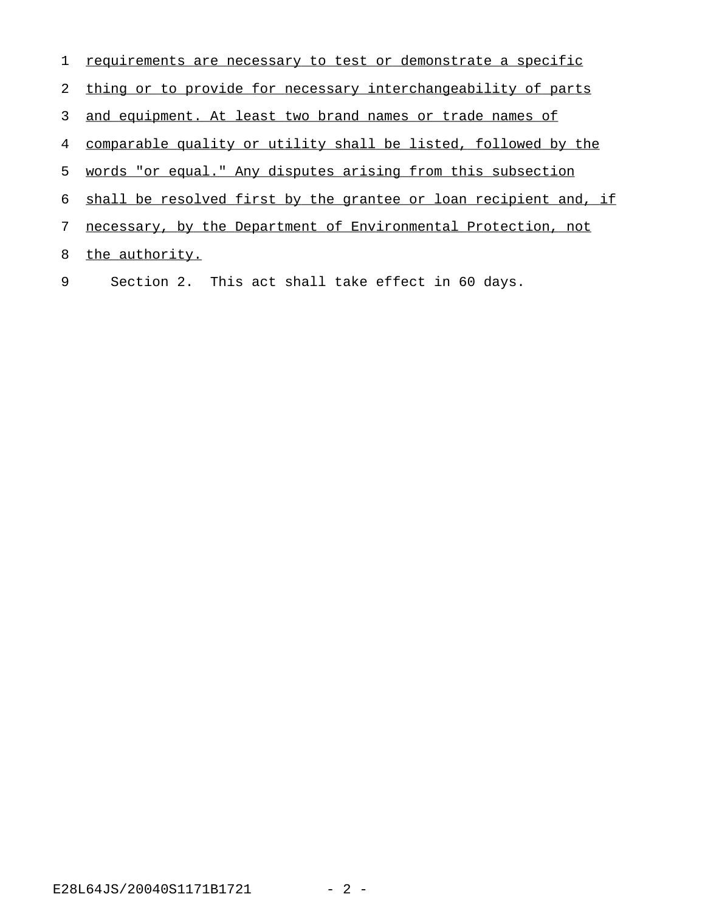requirements are necessary to test or demonstrate a specific thing or to provide for necessary interchangeability of parts and equipment. At least two brand names or trade names of comparable quality or utility shall be listed, followed by the words "or equal." Any disputes arising from this subsection shall be resolved first by the grantee or loan recipient and, if necessary, by the Department of Environmental Protection, not the authority.

Section 2. This act shall take effect in 60 days.